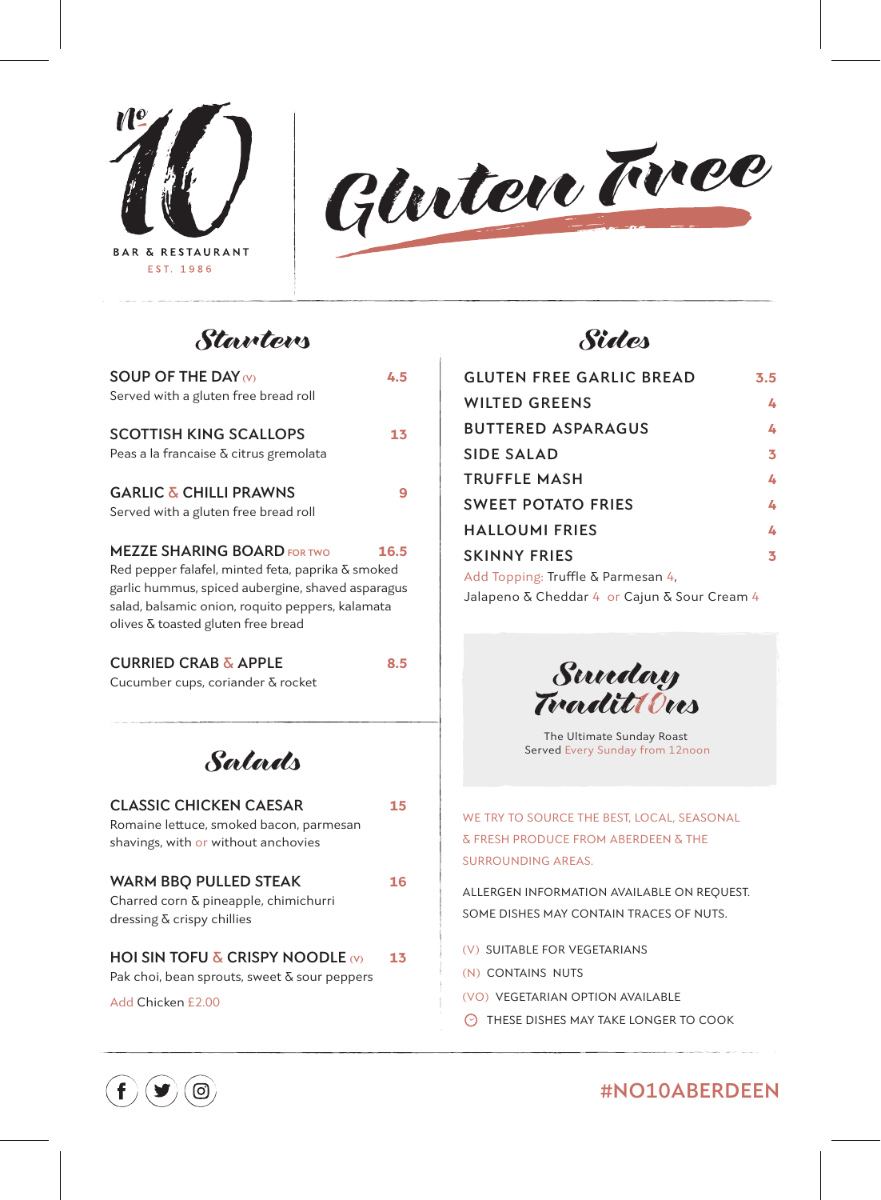No

# 10

BAR & RESTAURANT

EST. 1986

# Gluten Free

## Starters

**SOUP OF THE DAY** (V) — **4.5**
Served with a gluten free bread roll

**SCOTTISH KING SCALLOPS** — **13**
Peas a la francaise & citrus gremolata

**GARLIC & CHILLI PRAWNS** — **9**
Served with a gluten free bread roll

**MEZZE SHARING BOARD** FOR TWO — **16.5**
Red pepper falafel, minted feta, paprika & smoked garlic hummus, spiced aubergine, shaved asparagus salad, balsamic onion, roquito peppers, kalamata olives & toasted gluten free bread

**CURRIED CRAB & APPLE** — **8.5**
Cucumber cups, coriander & rocket

## Salads

**CLASSIC CHICKEN CAESAR** — **15**
Romaine lettuce, smoked bacon, parmesan shavings, with or without anchovies

**WARM BBQ PULLED STEAK** — **16**
Charred corn & pineapple, chimichurri dressing & crispy chillies

**HOI SIN TOFU & CRISPY NOODLE** (V) — **13**
Pak choi, bean sprouts, sweet & sour peppers

Add Chicken £2.00

## Sides

| Item | Price |
|---|---|
| GLUTEN FREE GARLIC BREAD | 3.5 |
| WILTED GREENS | 4 |
| BUTTERED ASPARAGUS | 4 |
| SIDE SALAD | 3 |
| TRUFFLE MASH | 4 |
| SWEET POTATO FRIES | 4 |
| HALLOUMI FRIES | 4 |
| SKINNY FRIES | 3 |

Add Topping: Truffle & Parmesan 4, Jalapeno & Cheddar 4 or Cajun & Sour Cream 4

## Sunday Traditions

The Ultimate Sunday Roast
Served Every Sunday from 12noon

WE TRY TO SOURCE THE BEST, LOCAL, SEASONAL & FRESH PRODUCE FROM ABERDEEN & THE SURROUNDING AREAS.

ALLERGEN INFORMATION AVAILABLE ON REQUEST. SOME DISHES MAY CONTAIN TRACES OF NUTS.

(V) SUITABLE FOR VEGETARIANS
(N) CONTAINS NUTS
(VO) VEGETARIAN OPTION AVAILABLE
⏲ THESE DISHES MAY TAKE LONGER TO COOK

#NO10ABERDEEN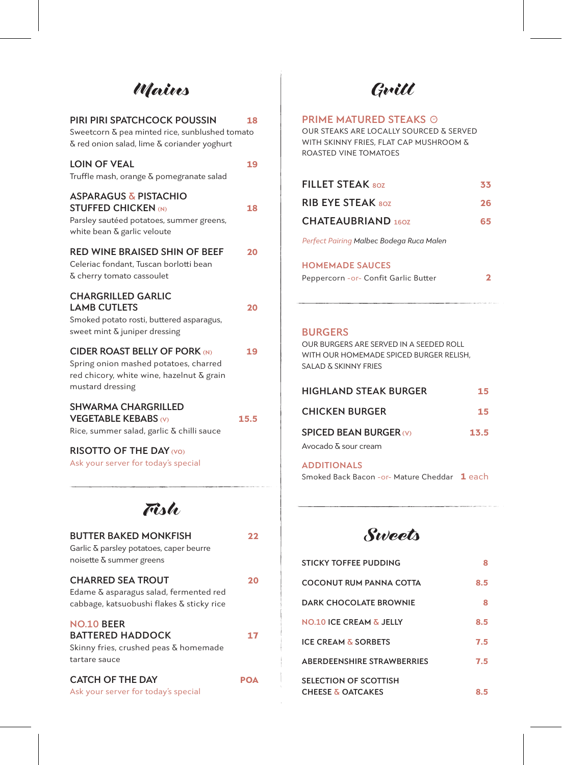## Mains

**PIRI PIRI SPATCHCOCK POUSSIN** — 18
Sweetcorn & pea minted rice, sunblushed tomato & red onion salad, lime & coriander yoghurt

**LOIN OF VEAL** — 19
Truffle mash, orange & pomegranate salad

**ASPARAGUS & PISTACHIO STUFFED CHICKEN** (N) — 18
Parsley sautéed potatoes, summer greens, white bean & garlic veloute

**RED WINE BRAISED SHIN OF BEEF** — 20
Celeriac fondant, Tuscan borlotti bean & cherry tomato cassoulet

**CHARGRILLED GARLIC LAMB CUTLETS** — 20
Smoked potato rosti, buttered asparagus, sweet mint & juniper dressing

**CIDER ROAST BELLY OF PORK** (N) — 19
Spring onion mashed potatoes, charred red chicory, white wine, hazelnut & grain mustard dressing

**SHWARMA CHARGRILLED VEGETABLE KEBABS** (V) — 15.5
Rice, summer salad, garlic & chilli sauce

**RISOTTO OF THE DAY** (VO)
Ask your server for today's special

## Fish

**BUTTER BAKED MONKFISH** — 22
Garlic & parsley potatoes, caper beurre noisette & summer greens

**CHARRED SEA TROUT** — 20
Edame & asparagus salad, fermented red cabbage, katsuobushi flakes & sticky rice

**NO.10 BEER BATTERED HADDOCK** — 17
Skinny fries, crushed peas & homemade tartare sauce

**CATCH OF THE DAY** — POA
Ask your server for today's special

## Grill

### PRIME MATURED STEAKS

OUR STEAKS ARE LOCALLY SOURCED & SERVED WITH SKINNY FRIES, FLAT CAP MUSHROOM & ROASTED VINE TOMATOES

**FILLET STEAK** 8OZ — 33

**RIB EYE STEAK** 8OZ — 26

**CHATEAUBRIAND** 16OZ — 65

*Perfect Pairing Malbec Bodega Ruca Malen*

### HOMEMADE SAUCES

Peppercorn -or- Confit Garlic Butter — 2

### BURGERS

OUR BURGERS ARE SERVED IN A SEEDED ROLL WITH OUR HOMEMADE SPICED BURGER RELISH, SALAD & SKINNY FRIES

**HIGHLAND STEAK BURGER** — 15

**CHICKEN BURGER** — 15

**SPICED BEAN BURGER** (V) — 13.5
Avocado & sour cream

### ADDITIONALS

Smoked Back Bacon -or- Mature Cheddar — 1 each

## Sweets

**STICKY TOFFEE PUDDING** — 8

**COCONUT RUM PANNA COTTA** — 8.5

**DARK CHOCOLATE BROWNIE** — 8

**NO.10 ICE CREAM & JELLY** — 8.5

**ICE CREAM & SORBETS** — 7.5

**ABERDEENSHIRE STRAWBERRIES** — 7.5

**SELECTION OF SCOTTISH CHEESE & OATCAKES** — 8.5